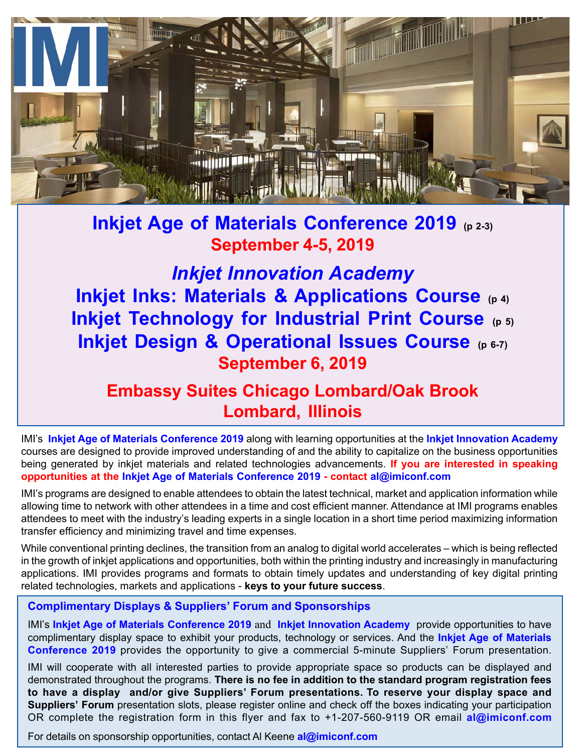IMI

# Inkjet Age of Materials Conference 2019 (p 2-3)

## September 4-5, 2019

## *Inkjet Innovation Academy*

## Inkjet Inks: Materials & Applications Course (p 4)

## Inkjet Technology for Industrial Print Course (p 5)

## Inkjet Design & Operational Issues Course (p 6-7)

## September 6, 2019

## Embassy Suites Chicago Lombard/Oak Brook
## Lombard, Illinois

IMI's **Inkjet Age of Materials Conference 2019** along with learning opportunities at the **Inkjet Innovation Academy** courses are designed to provide improved understanding of and the ability to capitalize on the business opportunities being generated by inkjet materials and related technologies advancements. **If you are interested in speaking opportunities at the Inkjet Age of Materials Conference 2019 - contact al@imiconf.com**

IMI's programs are designed to enable attendees to obtain the latest technical, market and application information while allowing time to network with other attendees in a time and cost efficient manner. Attendance at IMI programs enables attendees to meet with the industry's leading experts in a single location in a short time period maximizing information transfer efficiency and minimizing travel and time expenses.

While conventional printing declines, the transition from an analog to digital world accelerates – which is being reflected in the growth of inkjet applications and opportunities, both within the printing industry and increasingly in manufacturing applications. IMI provides programs and formats to obtain timely updates and understanding of key digital printing related technologies, markets and applications - **keys to your future success**.

### Complimentary Displays & Suppliers' Forum and Sponsorships

IMI's **Inkjet Age of Materials Conference 2019** and **Inkjet Innovation Academy** provide opportunities to have complimentary display space to exhibit your products, technology or services. And the **Inkjet Age of Materials Conference 2019** provides the opportunity to give a commercial 5-minute Suppliers' Forum presentation.

IMI will cooperate with all interested parties to provide appropriate space so products can be displayed and demonstrated throughout the programs. **There is no fee in addition to the standard program registration fees to have a display and/or give Suppliers' Forum presentations. To reserve your display space and Suppliers' Forum** presentation slots, please register online and check off the boxes indicating your participation OR complete the registration form in this flyer and fax to +1-207-560-9119 OR email **al@imiconf.com**

For details on sponsorship opportunities, contact Al Keene **al@imiconf.com**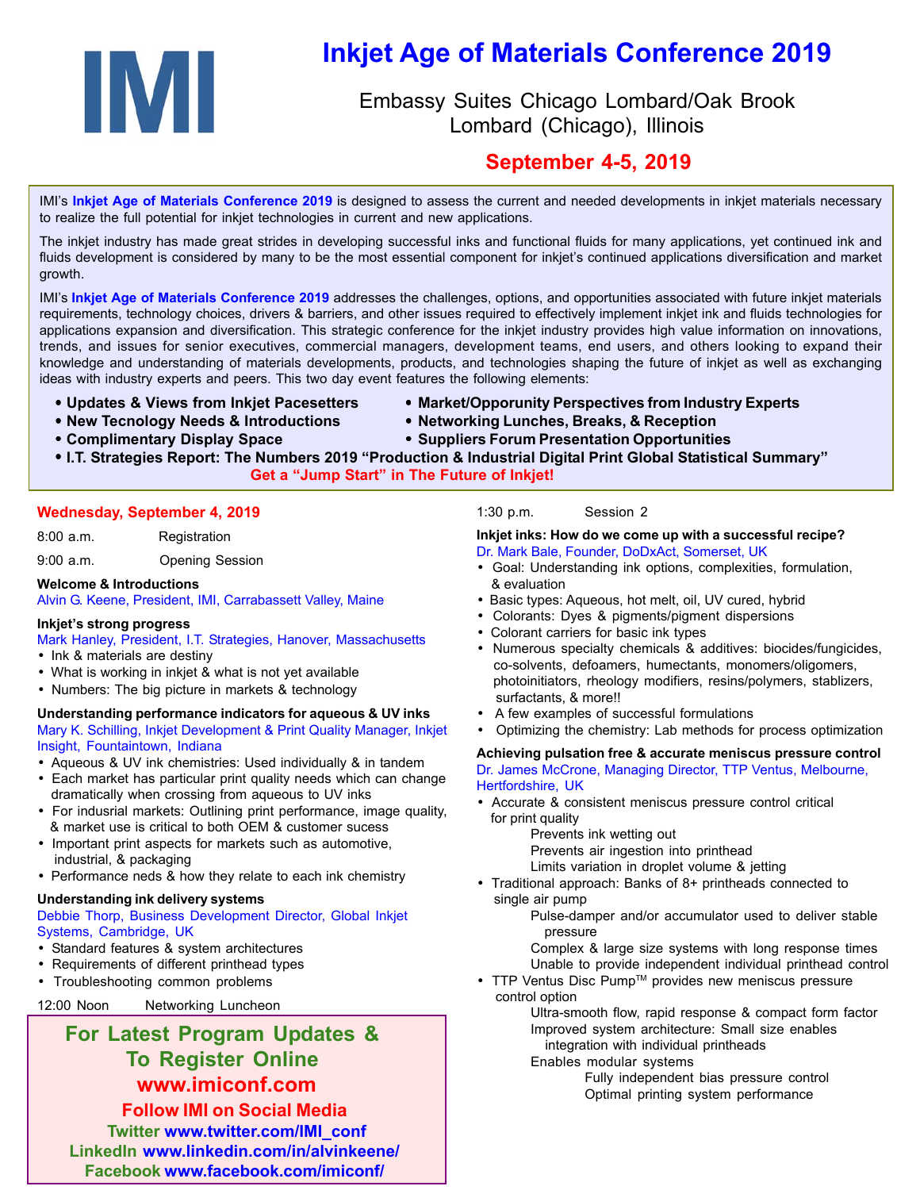# IMI

# Inkjet Age of Materials Conference 2019

Embassy Suites Chicago Lombard/Oak Brook
Lombard (Chicago), Illinois

**September 4-5, 2019**

IMI's **Inkjet Age of Materials Conference 2019** is designed to assess the current and needed developments in inkjet materials necessary to realize the full potential for inkjet technologies in current and new applications.

The inkjet industry has made great strides in developing successful inks and functional fluids for many applications, yet continued ink and fluids development is considered by many to be the most essential component for inkjet's continued applications diversification and market growth.

IMI's **Inkjet Age of Materials Conference 2019** addresses the challenges, options, and opportunities associated with future inkjet materials requirements, technology choices, drivers & barriers, and other issues required to effectively implement inkjet ink and fluids technologies for applications expansion and diversification. This strategic conference for the inkjet industry provides high value information on innovations, trends, and issues for senior executives, commercial managers, development teams, end users, and others looking to expand their knowledge and understanding of materials developments, products, and technologies shaping the future of inkjet as well as exchanging ideas with industry experts and peers. This two day event features the following elements:

- **Updates & Views from Inkjet Pacesetters**
- **Market/Opporunity Perspectives from Industry Experts**
- **New Tecnology Needs & Introductions**
- **Networking Lunches, Breaks, & Reception**
- **Complimentary Display Space**
- **Suppliers Forum Presentation Opportunities**
- **I.T. Strategies Report: The Numbers 2019 "Production & Industrial Digital Print Global Statistical Summary"**

**Get a "Jump Start" in The Future of Inkjet!**

## Wednesday, September 4, 2019

8:00 a.m. Registration

9:00 a.m. Opening Session

**Welcome & Introductions**
Alvin G. Keene, President, IMI, Carrabassett Valley, Maine

**Inkjet's strong progress**
Mark Hanley, President, I.T. Strategies, Hanover, Massachusetts
- Ink & materials are destiny
- What is working in inkjet & what is not yet available
- Numbers: The big picture in markets & technology

**Understanding performance indicators for aqueous & UV inks**
Mary K. Schilling, Inkjet Development & Print Quality Manager, Inkjet Insight, Fountaintown, Indiana
- Aqueous & UV ink chemistries: Used individually & in tandem
- Each market has particular print quality needs which can change dramatically when crossing from aqueous to UV inks
- For indusrial markets: Outlining print performance, image quality, & market use is critical to both OEM & customer sucess
- Important print aspects for markets such as automotive, industrial, & packaging
- Performance neds & how they relate to each ink chemistry

**Understanding ink delivery systems**
Debbie Thorp, Business Development Director, Global Inkjet Systems, Cambridge, UK
- Standard features & system architectures
- Requirements of different printhead types
- Troubleshooting common problems

12:00 Noon Networking Luncheon

**For Latest Program Updates & To Register Online**
**www.imiconf.com**
**Follow IMI on Social Media**
Twitter www.twitter.com/IMI_conf
LinkedIn www.linkedin.com/in/alvinkeene/
Facebook www.facebook.com/imiconf/

1:30 p.m. Session 2

**Inkjet inks: How do we come up with a successful recipe?**
Dr. Mark Bale, Founder, DoDxAct, Somerset, UK
- Goal: Understanding ink options, complexities, formulation, & evaluation
- Basic types: Aqueous, hot melt, oil, UV cured, hybrid
- Colorants: Dyes & pigments/pigment dispersions
- Colorant carriers for basic ink types
- Numerous specialty chemicals & additives: biocides/fungicides, co-solvents, defoamers, humectants, monomers/oligomers, photoinitiators, rheology modifiers, resins/polymers, stablizers, surfactants, & more!!
- A few examples of successful formulations
- Optimizing the chemistry: Lab methods for process optimization

**Achieving pulsation free & accurate meniscus pressure control**
Dr. James McCrone, Managing Director, TTP Ventus, Melbourne, Hertfordshire, UK
- Accurate & consistent meniscus pressure control critical for print quality
  - Prevents ink wetting out
  - Prevents air ingestion into printhead
  - Limits variation in droplet volume & jetting
- Traditional approach: Banks of 8+ printheads connected to single air pump
  - Pulse-damper and/or accumulator used to deliver stable pressure
  - Complex & large size systems with long response times
  - Unable to provide independent individual printhead control
- TTP Ventus Disc Pump™ provides new meniscus pressure control option
  - Ultra-smooth flow, rapid response & compact form factor
  - Improved system architecture: Small size enables integration with individual printheads
  - Enables modular systems
    - Fully independent bias pressure control
    - Optimal printing system performance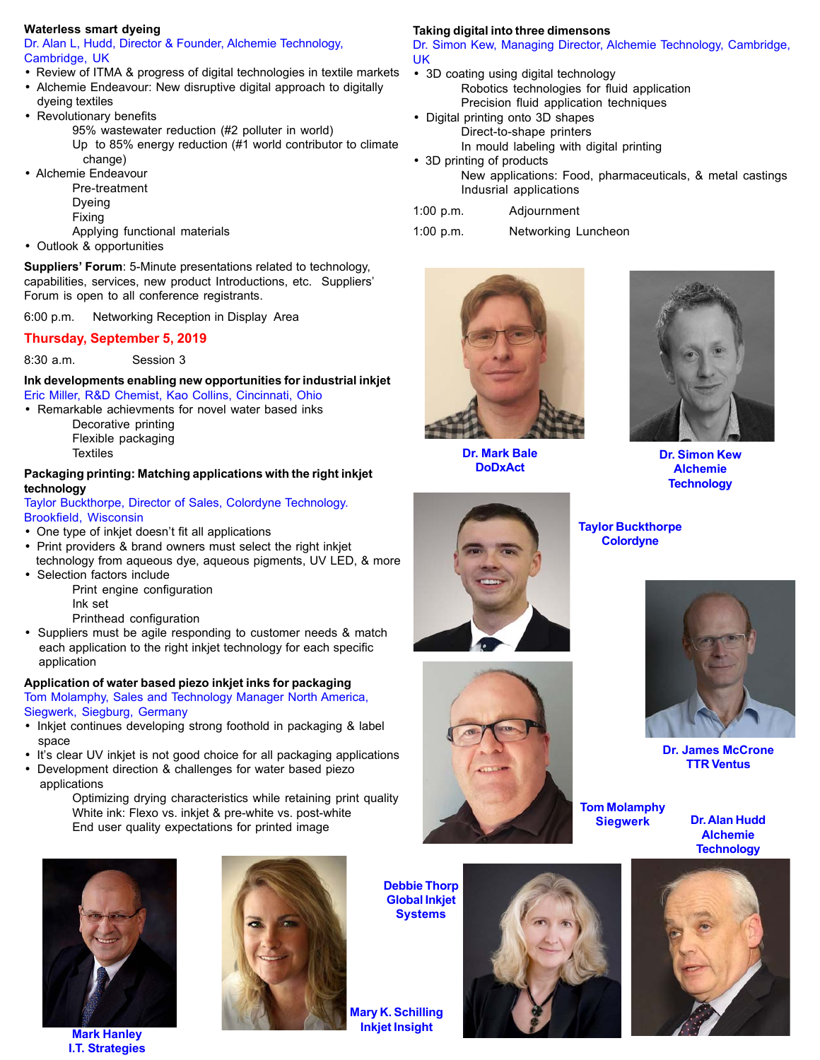**Waterless smart dyeing**
Dr. Alan L, Hudd, Director & Founder, Alchemie Technology, Cambridge, UK

- Review of ITMA & progress of digital technologies in textile markets
- Alchemie Endeavour: New disruptive digital approach to digitally dyeing textiles
- Revolutionary benefits
  - 95% wastewater reduction (#2 polluter in world)
  - Up to 85% energy reduction (#1 world contributor to climate change)
- Alchemie Endeavour
  - Pre-treatment
  - Dyeing
  - Fixing
  - Applying functional materials
- Outlook & opportunities

**Suppliers' Forum**: 5-Minute presentations related to technology, capabilities, services, new product Introductions, etc. Suppliers' Forum is open to all conference registrants.

6:00 p.m. Networking Reception in Display Area

## Thursday, September 5, 2019

8:30 a.m. Session 3

**Ink developments enabling new opportunities for industrial inkjet**
Eric Miller, R&D Chemist, Kao Collins, Cincinnati, Ohio

- Remarkable achievments for novel water based inks
  - Decorative printing
  - Flexible packaging
  - Textiles

**Packaging printing: Matching applications with the right inkjet technology**
Taylor Buckthorpe, Director of Sales, Colordyne Technology. Brookfield, Wisconsin

- One type of inkjet doesn't fit all applications
- Print providers & brand owners must select the right inkjet technology from aqueous dye, aqueous pigments, UV LED, & more
- Selection factors include
  - Print engine configuration
  - Ink set
  - Printhead configuration
- Suppliers must be agile responding to customer needs & match each application to the right inkjet technology for each specific application

**Application of water based piezo inkjet inks for packaging**
Tom Molamphy, Sales and Technology Manager North America, Siegwerk, Siegburg, Germany

- Inkjet continues developing strong foothold in packaging & label space
- It's clear UV inkjet is not good choice for all packaging applications
- Development direction & challenges for water based piezo applications
  - Optimizing drying characteristics while retaining print quality
  - White ink: Flexo vs. inkjet & pre-white vs. post-white
  - End user quality expectations for printed image

**Taking digital into three dimensons**
Dr. Simon Kew, Managing Director, Alchemie Technology, Cambridge, UK

- 3D coating using digital technology
  - Robotics technologies for fluid application
  - Precision fluid application techniques
- Digital printing onto 3D shapes
  - Direct-to-shape printers
  - In mould labeling with digital printing
- 3D printing of products
  - New applications: Food, pharmaceuticals, & metal castings
  - Indusrial applications

1:00 p.m. Adjournment

1:00 p.m. Networking Luncheon

**Dr. Mark Bale**
**DoDxAct**

**Dr. Simon Kew**
**Alchemie Technology**

**Taylor Buckthorpe**
**Colordyne**

**Dr. James McCrone**
**TTR Ventus**

**Tom Molamphy**
**Siegwerk**

**Dr. Alan Hudd**
**Alchemie Technology**

**Debbie Thorp**
**Global Inkjet Systems**

**Mary K. Schilling**
**Inkjet Insight**

**Mark Hanley**
**I.T. Strategies**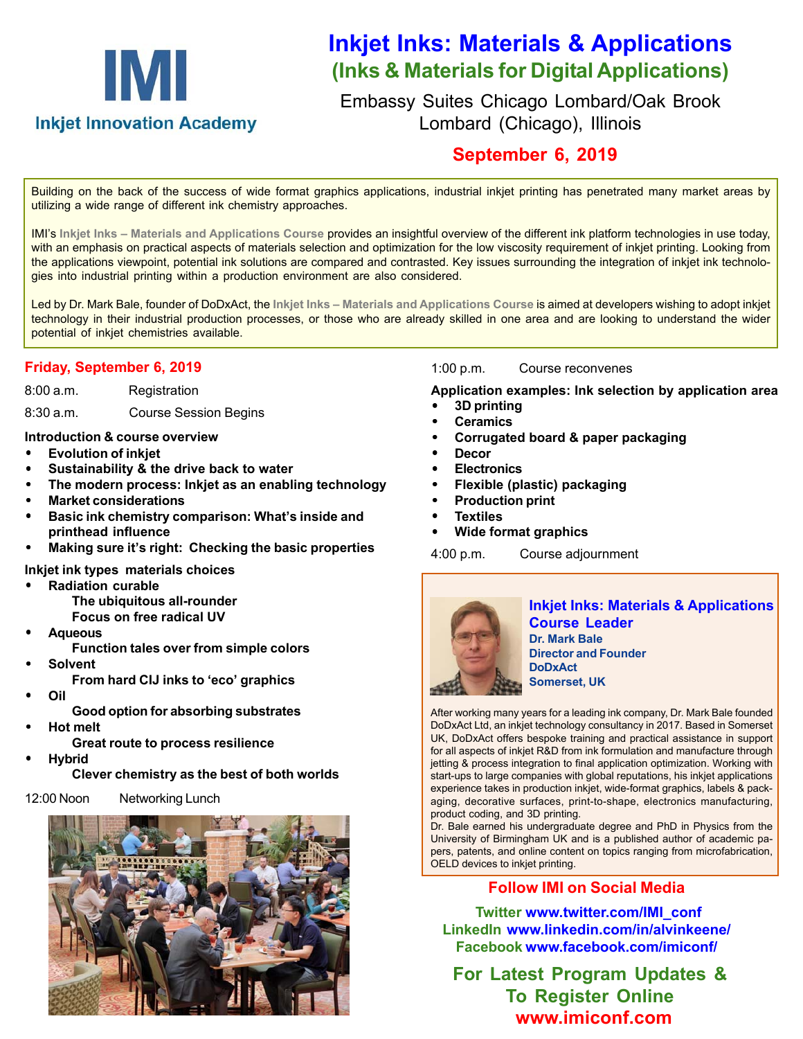**IMI**
**Inkjet Innovation Academy**

# Inkjet Inks: Materials & Applications
## (Inks & Materials for Digital Applications)

Embassy Suites Chicago Lombard/Oak Brook
Lombard (Chicago), Illinois

**September 6, 2019**

Building on the back of the success of wide format graphics applications, industrial inkjet printing has penetrated many market areas by utilizing a wide range of different ink chemistry approaches.

IMI's **Inkjet Inks – Materials and Applications Course** provides an insightful overview of the different ink platform technologies in use today, with an emphasis on practical aspects of materials selection and optimization for the low viscosity requirement of inkjet printing. Looking from the applications viewpoint, potential ink solutions are compared and contrasted. Key issues surrounding the integration of inkjet ink technologies into industrial printing within a production environment are also considered.

Led by Dr. Mark Bale, founder of DoDxAct, the **Inkjet Inks – Materials and Applications Course** is aimed at developers wishing to adopt inkjet technology in their industrial production processes, or those who are already skilled in one area and are looking to understand the wider potential of inkjet chemistries available.

### Friday, September 6, 2019

8:00 a.m. Registration

8:30 a.m. Course Session Begins

**Introduction & course overview**

- **Evolution of inkjet**
- **Sustainability & the drive back to water**
- **The modern process: Inkjet as an enabling technology**
- **Market considerations**
- **Basic ink chemistry comparison: What's inside and printhead influence**
- **Making sure it's right: Checking the basic properties**

**Inkjet ink types materials choices**

- **Radiation curable**
  - **The ubiquitous all-rounder**
  - **Focus on free radical UV**
- **Aqueous**
  - **Function tales over from simple colors**
- **Solvent**
  - **From hard CIJ inks to 'eco' graphics**
- **Oil**
  - **Good option for absorbing substrates**
- **Hot melt**
  - **Great route to process resilience**
- **Hybrid**
  - **Clever chemistry as the best of both worlds**

12:00 Noon Networking Lunch

1:00 p.m. Course reconvenes

**Application examples: Ink selection by application area**

- **3D printing**
- **Ceramics**
- **Corrugated board & paper packaging**
- **Decor**
- **Electronics**
- **Flexible (plastic) packaging**
- **Production print**
- **Textiles**
- **Wide format graphics**

4:00 p.m. Course adjournment

**Inkjet Inks: Materials & Applications Course Leader**
**Dr. Mark Bale**
**Director and Founder**
**DoDxAct**
**Somerset, UK**

After working many years for a leading ink company, Dr. Mark Bale founded DoDxAct Ltd, an inkjet technology consultancy in 2017. Based in Somerset UK, DoDxAct offers bespoke training and practical assistance in support for all aspects of inkjet R&D from ink formulation and manufacture through jetting & process integration to final application optimization. Working with start-ups to large companies with global reputations, his inkjet applications experience takes in production inkjet, wide-format graphics, labels & packaging, decorative surfaces, print-to-shape, electronics manufacturing, product coding, and 3D printing.
Dr. Bale earned his undergraduate degree and PhD in Physics from the University of Birmingham UK and is a published author of academic papers, patents, and online content on topics ranging from microfabrication, OELD devices to inkjet printing.

**Follow IMI on Social Media**

Twitter www.twitter.com/IMI_conf
LinkedIn www.linkedin.com/in/alvinkeene/
Facebook www.facebook.com/imiconf/

**For Latest Program Updates & To Register Online**
**www.imiconf.com**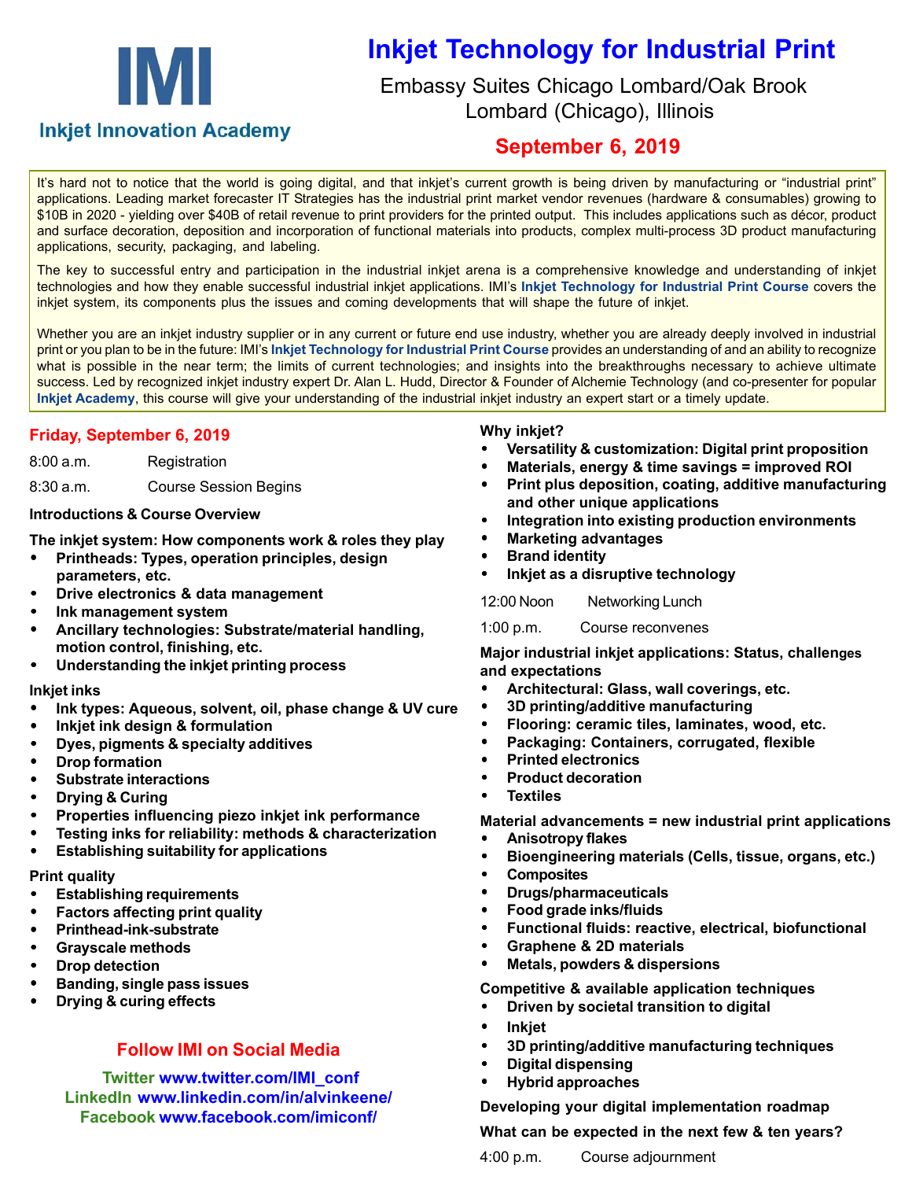**IMI**

**Inkjet Innovation Academy**

# Inkjet Technology for Industrial Print

Embassy Suites Chicago Lombard/Oak Brook
Lombard (Chicago), Illinois

## September 6, 2019

It's hard not to notice that the world is going digital, and that inkjet's current growth is being driven by manufacturing or "industrial print" applications. Leading market forecaster IT Strategies has the industrial print market vendor revenues (hardware & consumables) growing to $10B in 2020 - yielding over $40B of retail revenue to print providers for the printed output. This includes applications such as décor, product and surface decoration, deposition and incorporation of functional materials into products, complex multi-process 3D product manufacturing applications, security, packaging, and labeling.

The key to successful entry and participation in the industrial inkjet arena is a comprehensive knowledge and understanding of inkjet technologies and how they enable successful industrial inkjet applications. IMI's **Inkjet Technology for Industrial Print Course** covers the inkjet system, its components plus the issues and coming developments that will shape the future of inkjet.

Whether you are an inkjet industry supplier or in any current or future end use industry, whether you are already deeply involved in industrial print or you plan to be in the future: IMI's **Inkjet Technology for Industrial Print Course** provides an understanding of and an ability to recognize what is possible in the near term; the limits of current technologies; and insights into the breakthroughs necessary to achieve ultimate success. Led by recognized inkjet industry expert Dr. Alan L. Hudd, Director & Founder of Alchemie Technology (and co-presenter for popular **Inkjet Academy**, this course will give your understanding of the industrial inkjet industry an expert start or a timely update.

### Friday, September 6, 2019

8:00 a.m. Registration

8:30 a.m. Course Session Begins

**Introductions & Course Overview**

**The inkjet system: How components work & roles they play**

- **Printheads: Types, operation principles, design parameters, etc.**
- **Drive electronics & data management**
- **Ink management system**
- **Ancillary technologies: Substrate/material handling, motion control, finishing, etc.**
- **Understanding the inkjet printing process**

**Inkjet inks**

- **Ink types: Aqueous, solvent, oil, phase change & UV cure**
- **Inkjet ink design & formulation**
- **Dyes, pigments & specialty additives**
- **Drop formation**
- **Substrate interactions**
- **Drying & Curing**
- **Properties influencing piezo inkjet ink performance**
- **Testing inks for reliability: methods & characterization**
- **Establishing suitability for applications**

**Print quality**

- **Establishing requirements**
- **Factors affecting print quality**
- **Printhead-ink-substrate**
- **Grayscale methods**
- **Drop detection**
- **Banding, single pass issues**
- **Drying & curing effects**

**Why inkjet?**

- **Versatility & customization: Digital print proposition**
- **Materials, energy & time savings = improved ROI**
- **Print plus deposition, coating, additive manufacturing and other unique applications**
- **Integration into existing production environments**
- **Marketing advantages**
- **Brand identity**
- **Inkjet as a disruptive technology**

12:00 Noon Networking Lunch

1:00 p.m. Course reconvenes

**Major industrial inkjet applications: Status, challenges and expectations**

- **Architectural: Glass, wall coverings, etc.**
- **3D printing/additive manufacturing**
- **Flooring: ceramic tiles, laminates, wood, etc.**
- **Packaging: Containers, corrugated, flexible**
- **Printed electronics**
- **Product decoration**
- **Textiles**

**Material advancements = new industrial print applications**

- **Anisotropy flakes**
- **Bioengineering materials (Cells, tissue, organs, etc.)**
- **Composites**
- **Drugs/pharmaceuticals**
- **Food grade inks/fluids**
- **Functional fluids: reactive, electrical, biofunctional**
- **Graphene & 2D materials**
- **Metals, powders & dispersions**

**Competitive & available application techniques**

- **Driven by societal transition to digital**
- **Inkjet**
- **3D printing/additive manufacturing techniques**
- **Digital dispensing**
- **Hybrid approaches**

**Developing your digital implementation roadmap**

**What can be expected in the next few & ten years?**

4:00 p.m. Course adjournment

### Follow IMI on Social Media

Twitter www.twitter.com/IMI_conf
LinkedIn www.linkedin.com/in/alvinkeene/
Facebook www.facebook.com/imiconf/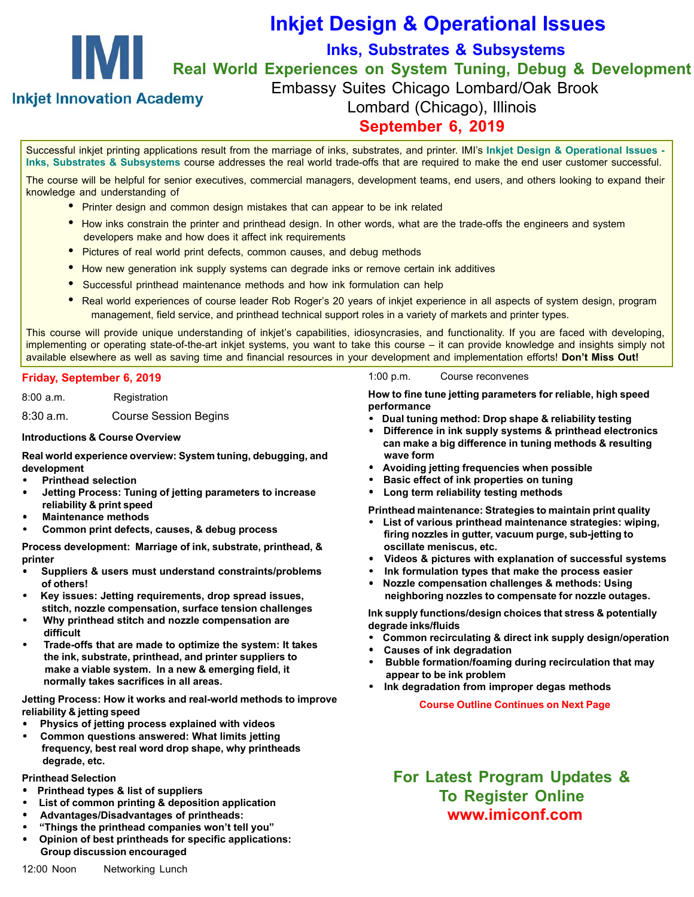IMI

Inkjet Innovation Academy

# Inkjet Design & Operational Issues

## Inks, Substrates & Subsystems

## Real World Experiences on System Tuning, Debug & Development

Embassy Suites Chicago Lombard/Oak Brook

Lombard (Chicago), Illinois

**September 6, 2019**

Successful inkjet printing applications result from the marriage of inks, substrates, and printer. IMI's **Inkjet Design & Operational Issues - Inks, Substrates & Subsystems** course addresses the real world trade-offs that are required to make the end user customer successful.

The course will be helpful for senior executives, commercial managers, development teams, end users, and others looking to expand their knowledge and understanding of

- Printer design and common design mistakes that can appear to be ink related
- How inks constrain the printer and printhead design. In other words, what are the trade-offs the engineers and system developers make and how does it affect ink requirements
- Pictures of real world print defects, common causes, and debug methods
- How new generation ink supply systems can degrade inks or remove certain ink additives
- Successful printhead maintenance methods and how ink formulation can help
- Real world experiences of course leader Rob Roger's 20 years of inkjet experience in all aspects of system design, program management, field service, and printhead technical support roles in a variety of markets and printer types.

This course will provide unique understanding of inkjet's capabilities, idiosyncrasies, and functionality. If you are faced with developing, implementing or operating state-of-the-art inkjet systems, you want to take this course – it can provide knowledge and insights simply not available elsewhere as well as saving time and financial resources in your development and implementation efforts! **Don't Miss Out!**

**Friday, September 6, 2019**

8:00 a.m. Registration

8:30 a.m. Course Session Begins

**Introductions & Course Overview**

**Real world experience overview: System tuning, debugging, and development**

- **Printhead selection**
- **Jetting Process: Tuning of jetting parameters to increase reliability & print speed**
- **Maintenance methods**
- **Common print defects, causes, & debug process**

**Process development: Marriage of ink, substrate, printhead, & printer**

- **Suppliers & users must understand constraints/problems of others!**
- **Key issues: Jetting requirements, drop spread issues, stitch, nozzle compensation, surface tension challenges**
- **Why printhead stitch and nozzle compensation are difficult**
- **Trade-offs that are made to optimize the system: It takes the ink, substrate, printhead, and printer suppliers to make a viable system. In a new & emerging field, it normally takes sacrifices in all areas.**

**Jetting Process: How it works and real-world methods to improve reliability & jetting speed**

- **Physics of jetting process explained with videos**
- **Common questions answered: What limits jetting frequency, best real word drop shape, why printheads degrade, etc.**

**Printhead Selection**

- **Printhead types & list of suppliers**
- **List of common printing & deposition application**
- **Advantages/Disadvantages of printheads:**
- **"Things the printhead companies won't tell you"**
- **Opinion of best printheads for specific applications: Group discussion encouraged**

12:00 Noon Networking Lunch

1:00 p.m. Course reconvenes

**How to fine tune jetting parameters for reliable, high speed performance**

- **Dual tuning method: Drop shape & reliability testing**
- **Difference in ink supply systems & printhead electronics can make a big difference in tuning methods & resulting wave form**
- **Avoiding jetting frequencies when possible**
- **Basic effect of ink properties on tuning**
- **Long term reliability testing methods**

**Printhead maintenance: Strategies to maintain print quality**

- **List of various printhead maintenance strategies: wiping, firing nozzles in gutter, vacuum purge, sub-jetting to oscillate meniscus, etc.**
- **Videos & pictures with explanation of successful systems**
- **Ink formulation types that make the process easier**
- **Nozzle compensation challenges & methods: Using neighboring nozzles to compensate for nozzle outages.**

**Ink supply functions/design choices that stress & potentially degrade inks/fluids**

- **Common recirculating & direct ink supply design/operation**
- **Causes of ink degradation**
- **Bubble formation/foaming during recirculation that may appear to be ink problem**
- **Ink degradation from improper degas methods**

**Course Outline Continues on Next Page**

**For Latest Program Updates & To Register Online**

**www.imiconf.com**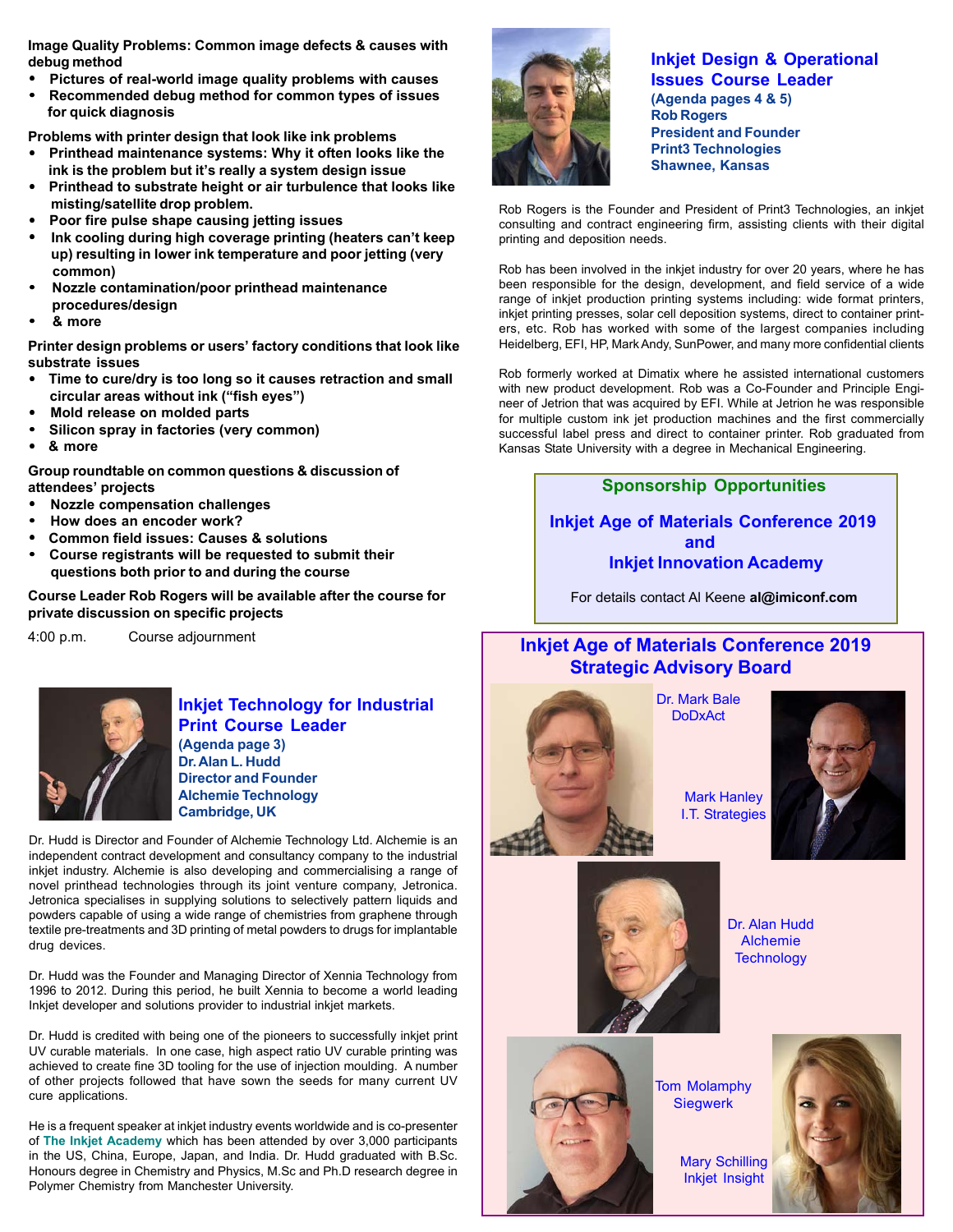**Image Quality Problems: Common image defects & causes with debug method**

- **Pictures of real-world image quality problems with causes**
- **Recommended debug method for common types of issues for quick diagnosis**

**Problems with printer design that look like ink problems**

- **Printhead maintenance systems: Why it often looks like the ink is the problem but it's really a system design issue**
- **Printhead to substrate height or air turbulence that looks like misting/satellite drop problem.**
- **Poor fire pulse shape causing jetting issues**
- **Ink cooling during high coverage printing (heaters can't keep up) resulting in lower ink temperature and poor jetting (very common)**
- **Nozzle contamination/poor printhead maintenance procedures/design**
- **& more**

**Printer design problems or users' factory conditions that look like substrate issues**

- **Time to cure/dry is too long so it causes retraction and small circular areas without ink ("fish eyes")**
- **Mold release on molded parts**
- **Silicon spray in factories (very common)**
- **& more**

**Group roundtable on common questions & discussion of attendees' projects**

- **Nozzle compensation challenges**
- **How does an encoder work?**
- **Common field issues: Causes & solutions**
- **Course registrants will be requested to submit their questions both prior to and during the course**

**Course Leader Rob Rogers will be available after the course for private discussion on specific projects**

4:00 p.m. Course adjournment

## Inkjet Technology for Industrial Print Course Leader

**(Agenda page 3)**
**Dr. Alan L. Hudd**
**Director and Founder**
**Alchemie Technology**
**Cambridge, UK**

Dr. Hudd is Director and Founder of Alchemie Technology Ltd. Alchemie is an independent contract development and consultancy company to the industrial inkjet industry. Alchemie is also developing and commercialising a range of novel printhead technologies through its joint venture company, Jetronica. Jetronica specialises in supplying solutions to selectively pattern liquids and powders capable of using a wide range of chemistries from graphene through textile pre-treatments and 3D printing of metal powders to drugs for implantable drug devices.

Dr. Hudd was the Founder and Managing Director of Xennia Technology from 1996 to 2012. During this period, he built Xennia to become a world leading Inkjet developer and solutions provider to industrial inkjet markets.

Dr. Hudd is credited with being one of the pioneers to successfully inkjet print UV curable materials. In one case, high aspect ratio UV curable printing was achieved to create fine 3D tooling for the use of injection moulding. A number of other projects followed that have sown the seeds for many current UV cure applications.

He is a frequent speaker at inkjet industry events worldwide and is co-presenter of **The Inkjet Academy** which has been attended by over 3,000 participants in the US, China, Europe, Japan, and India. Dr. Hudd graduated with B.Sc. Honours degree in Chemistry and Physics, M.Sc and Ph.D research degree in Polymer Chemistry from Manchester University.

## Inkjet Design & Operational Issues Course Leader

**(Agenda pages 4 & 5)**
**Rob Rogers**
**President and Founder**
**Print3 Technologies**
**Shawnee, Kansas**

Rob Rogers is the Founder and President of Print3 Technologies, an inkjet consulting and contract engineering firm, assisting clients with their digital printing and deposition needs.

Rob has been involved in the inkjet industry for over 20 years, where he has been responsible for the design, development, and field service of a wide range of inkjet production printing systems including: wide format printers, inkjet printing presses, solar cell deposition systems, direct to container printers, etc. Rob has worked with some of the largest companies including Heidelberg, EFI, HP, Mark Andy, SunPower, and many more confidential clients

Rob formerly worked at Dimatix where he assisted international customers with new product development. Rob was a Co-Founder and Principle Engineer of Jetrion that was acquired by EFI. While at Jetrion he was responsible for multiple custom ink jet production machines and the first commercially successful label press and direct to container printer. Rob graduated from Kansas State University with a degree in Mechanical Engineering.

## Sponsorship Opportunities

**Inkjet Age of Materials Conference 2019 and Inkjet Innovation Academy**

For details contact Al Keene **al@imiconf.com**

## Inkjet Age of Materials Conference 2019 Strategic Advisory Board

Dr. Mark Bale
DoDxAct

Mark Hanley
I.T. Strategies

Dr. Alan Hudd
Alchemie Technology

Tom Molamphy
Siegwerk

Mary Schilling
Inkjet Insight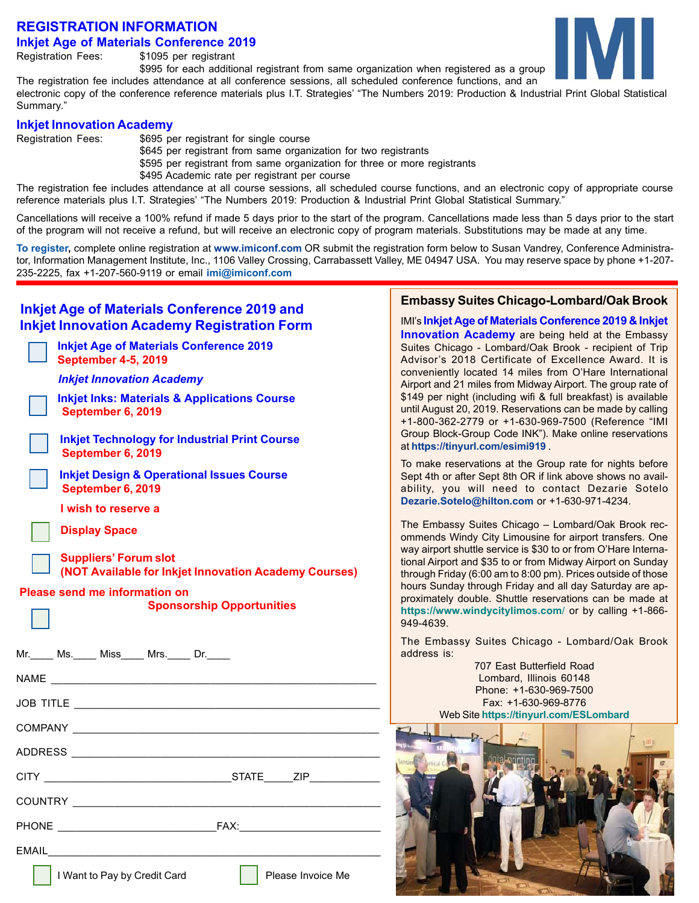# REGISTRATION INFORMATION

## Inkjet Age of Materials Conference 2019

Registration Fees: $1095 per registrant
$995 for each additional registrant from same organization when registered as a group

The registration fee includes attendance at all conference sessions, all scheduled conference functions, and an electronic copy of the conference reference materials plus I.T. Strategies' "The Numbers 2019: Production & Industrial Print Global Statistical Summary."

IMI

## Inkjet Innovation Academy

Registration Fees: $695 per registrant for single course
$645 per registrant from same organization for two registrants
$595 per registrant from same organization for three or more registrants
$495 Academic rate per registrant per course

The registration fee includes attendance at all course sessions, all scheduled course functions, and an electronic copy of appropriate course reference materials plus I.T. Strategies' "The Numbers 2019: Production & Industrial Print Global Statistical Summary."

Cancellations will receive a 100% refund if made 5 days prior to the start of the program. Cancellations made less than 5 days prior to the start of the program will not receive a refund, but will receive an electronic copy of program materials. Substitutions may be made at any time.

**To register,** complete online registration at **www.imiconf.com** OR submit the registration form below to Susan Vandrey, Conference Administrator, Information Management Institute, Inc., 1106 Valley Crossing, Carrabassett Valley, ME 04947 USA. You may reserve space by phone +1-207-235-2225, fax +1-207-560-9119 or email **imi@imiconf.com**

## Inkjet Age of Materials Conference 2019 and Inkjet Innovation Academy Registration Form

☐ **Inkjet Age of Materials Conference 2019**
**September 4-5, 2019**

***Inkjet Innovation Academy***

☐ **Inkjet Inks: Materials & Applications Course**
**September 6, 2019**

☐ **Inkjet Technology for Industrial Print Course**
**September 6, 2019**

☐ **Inkjet Design & Operational Issues Course**
**September 6, 2019**

**I wish to reserve a**

☐ **Display Space**

☐ **Suppliers' Forum slot**
**(NOT Available for Inkjet Innovation Academy Courses)**

**Please send me information on**
**Sponsorship Opportunities**

☐

Mr.____ Ms.____ Miss____ Mrs.____ Dr.____

NAME ______________________________________________

JOB TITLE __________________________________________

COMPANY ___________________________________________

ADDRESS ___________________________________________

CITY ___________________________ STATE_____ ZIP___________

COUNTRY ___________________________________________

PHONE _______________________ FAX:_____________________

EMAIL______________________________________________

☐ I Want to Pay by Credit Card ☐ Please Invoice Me

## Embassy Suites Chicago-Lombard/Oak Brook

IMI's **Inkjet Age of Materials Conference 2019 & Inkjet Innovation Academy** are being held at the Embassy Suites Chicago - Lombard/Oak Brook - recipient of Trip Advisor's 2018 Certificate of Excellence Award. It is conveniently located 14 miles from O'Hare International Airport and 21 miles from Midway Airport. The group rate of $149 per night (including wifi & full breakfast) is available until August 20, 2019. Reservations can be made by calling +1-800-362-2779 or +1-630-969-7500 (Reference "IMI Group Block-Group Code INK"). Make online reservations at **https://tinyurl.com/esimi919** .

To make reservations at the Group rate for nights before Sept 4th or after Sept 8th OR if link above shows no availability, you will need to contact Dezarie Sotelo **Dezarie.Sotelo@hilton.com** or +1-630-971-4234.

The Embassy Suites Chicago – Lombard/Oak Brook recommends Windy City Limousine for airport transfers. One way airport shuttle service is $30 to or from O'Hare International Airport and $35 to or from Midway Airport on Sunday through Friday (6:00 am to 8:00 pm). Prices outside of those hours Sunday through Friday and all day Saturday are approximately double. Shuttle reservations can be made at **https://www.windycitylimos.com/** or by calling +1-866-949-4639.

The Embassy Suites Chicago - Lombard/Oak Brook address is:

707 East Butterfield Road
Lombard, Illinois 60148
Phone: +1-630-969-7500
Fax: +1-630-969-8776
Web Site **https://tinyurl.com/ESLombard**